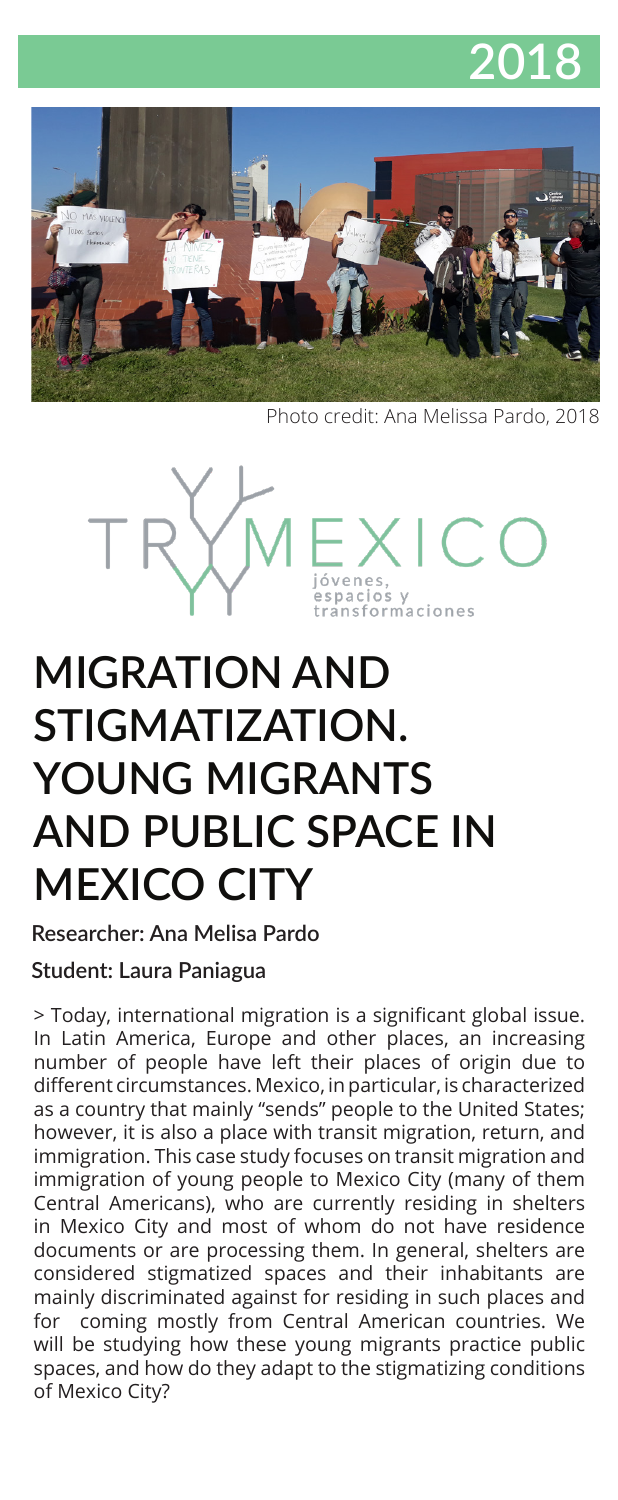# 2018

Photo credit: Ana Melissa Pardo, 2018

TRYMEXICO
jóvenes, espacios y transformaciones

# MIGRATION AND STIGMATIZATION. YOUNG MIGRANTS AND PUBLIC SPACE IN MEXICO CITY

**Researcher: Ana Melisa Pardo**

**Student: Laura Paniagua**

> Today, international migration is a significant global issue. In Latin America, Europe and other places, an increasing number of people have left their places of origin due to different circumstances. Mexico, in particular, is characterized as a country that mainly "sends" people to the United States; however, it is also a place with transit migration, return, and immigration. This case study focuses on transit migration and immigration of young people to Mexico City (many of them Central Americans), who are currently residing in shelters in Mexico City and most of whom do not have residence documents or are processing them. In general, shelters are considered stigmatized spaces and their inhabitants are mainly discriminated against for residing in such places and for coming mostly from Central American countries. We will be studying how these young migrants practice public spaces, and how do they adapt to the stigmatizing conditions of Mexico City?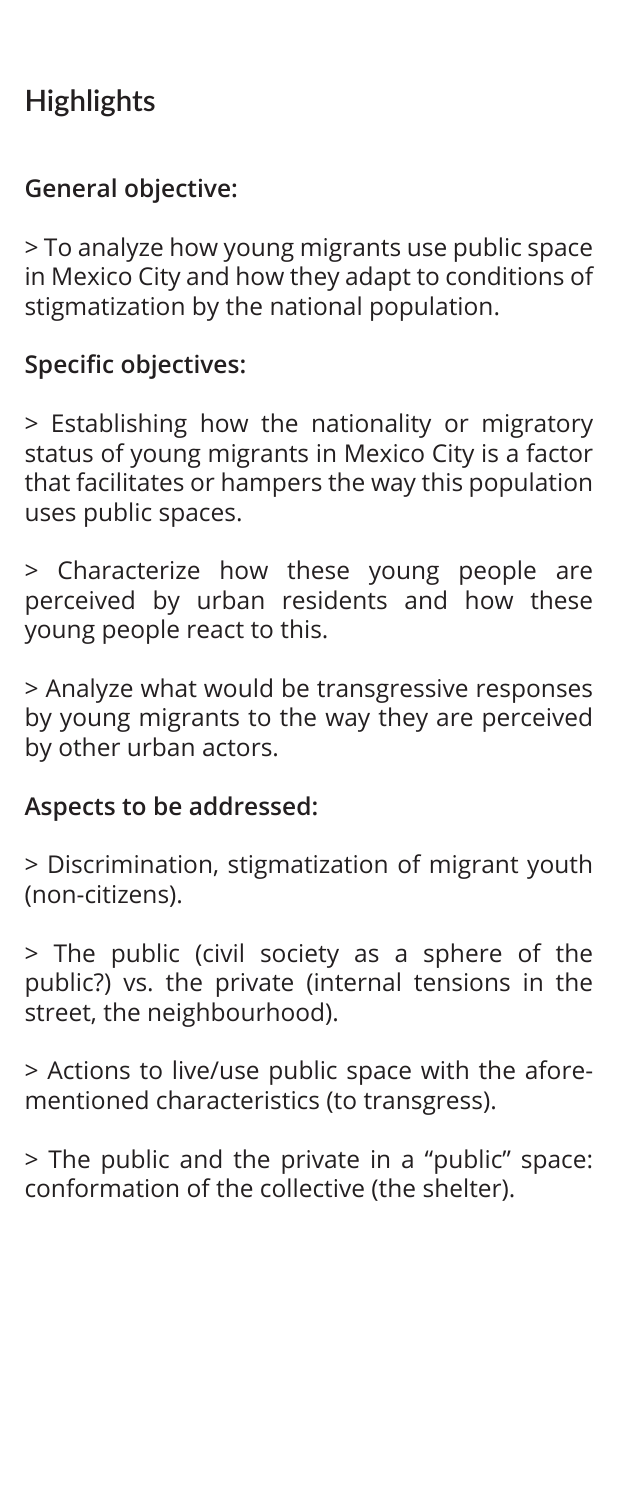## Highlights

### General objective:

> To analyze how young migrants use public space in Mexico City and how they adapt to conditions of stigmatization by the national population.

### Specific objectives:

> Establishing how the nationality or migratory status of young migrants in Mexico City is a factor that facilitates or hampers the way this population uses public spaces.

> Characterize how these young people are perceived by urban residents and how these young people react to this.

> Analyze what would be transgressive responses by young migrants to the way they are perceived by other urban actors.

### Aspects to be addressed:

> Discrimination, stigmatization of migrant youth (non-citizens).

> The public (civil society as a sphere of the public?) vs. the private (internal tensions in the street, the neighbourhood).

> Actions to live/use public space with the aforementioned characteristics (to transgress).

> The public and the private in a "public" space: conformation of the collective (the shelter).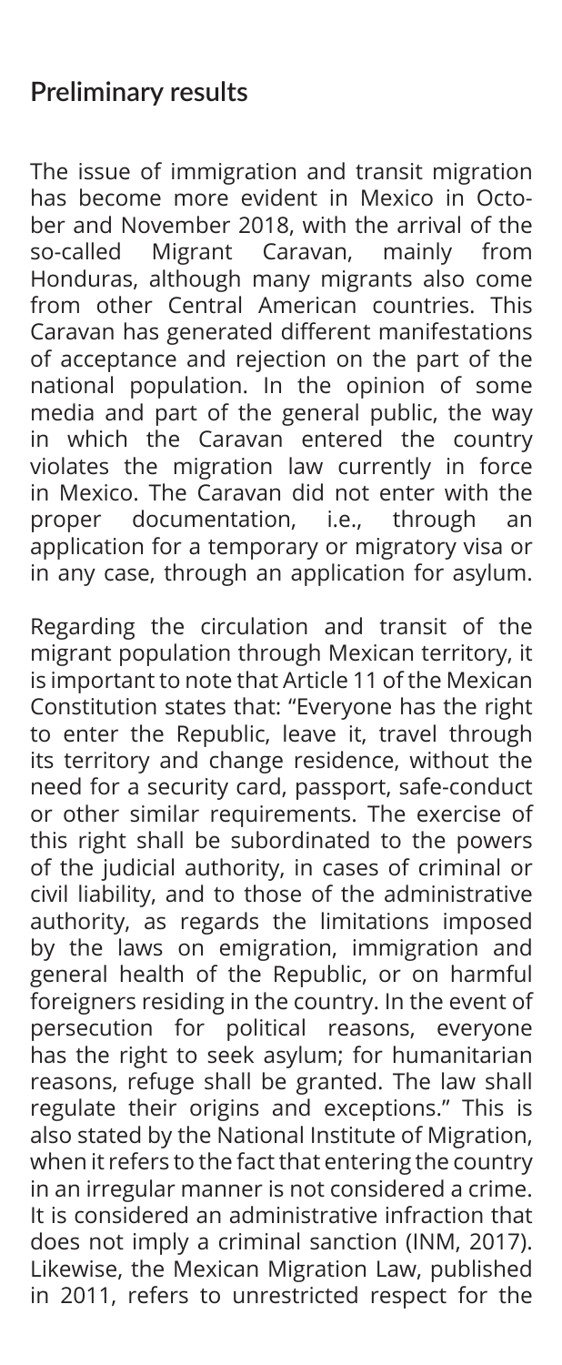## Preliminary results

The issue of immigration and transit migration has become more evident in Mexico in October and November 2018, with the arrival of the so-called Migrant Caravan, mainly from Honduras, although many migrants also come from other Central American countries. This Caravan has generated different manifestations of acceptance and rejection on the part of the national population. In the opinion of some media and part of the general public, the way in which the Caravan entered the country violates the migration law currently in force in Mexico. The Caravan did not enter with the proper documentation, i.e., through an application for a temporary or migratory visa or in any case, through an application for asylum.

Regarding the circulation and transit of the migrant population through Mexican territory, it is important to note that Article 11 of the Mexican Constitution states that: "Everyone has the right to enter the Republic, leave it, travel through its territory and change residence, without the need for a security card, passport, safe-conduct or other similar requirements. The exercise of this right shall be subordinated to the powers of the judicial authority, in cases of criminal or civil liability, and to those of the administrative authority, as regards the limitations imposed by the laws on emigration, immigration and general health of the Republic, or on harmful foreigners residing in the country. In the event of persecution for political reasons, everyone has the right to seek asylum; for humanitarian reasons, refuge shall be granted. The law shall regulate their origins and exceptions." This is also stated by the National Institute of Migration, when it refers to the fact that entering the country in an irregular manner is not considered a crime. It is considered an administrative infraction that does not imply a criminal sanction (INM, 2017). Likewise, the Mexican Migration Law, published in 2011, refers to unrestricted respect for the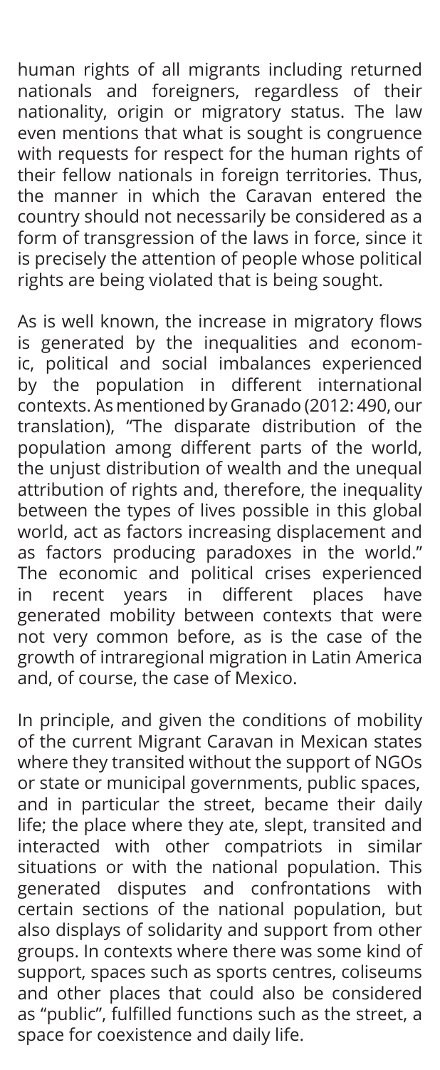human rights of all migrants including returned nationals and foreigners, regardless of their nationality, origin or migratory status. The law even mentions that what is sought is congruence with requests for respect for the human rights of their fellow nationals in foreign territories. Thus, the manner in which the Caravan entered the country should not necessarily be considered as a form of transgression of the laws in force, since it is precisely the attention of people whose political rights are being violated that is being sought.

As is well known, the increase in migratory flows is generated by the inequalities and economic, political and social imbalances experienced by the population in different international contexts. As mentioned by Granado (2012: 490, our translation), "The disparate distribution of the population among different parts of the world, the unjust distribution of wealth and the unequal attribution of rights and, therefore, the inequality between the types of lives possible in this global world, act as factors increasing displacement and as factors producing paradoxes in the world." The economic and political crises experienced in recent years in different places have generated mobility between contexts that were not very common before, as is the case of the growth of intraregional migration in Latin America and, of course, the case of Mexico.

In principle, and given the conditions of mobility of the current Migrant Caravan in Mexican states where they transited without the support of NGOs or state or municipal governments, public spaces, and in particular the street, became their daily life; the place where they ate, slept, transited and interacted with other compatriots in similar situations or with the national population. This generated disputes and confrontations with certain sections of the national population, but also displays of solidarity and support from other groups. In contexts where there was some kind of support, spaces such as sports centres, coliseums and other places that could also be considered as "public", fulfilled functions such as the street, a space for coexistence and daily life.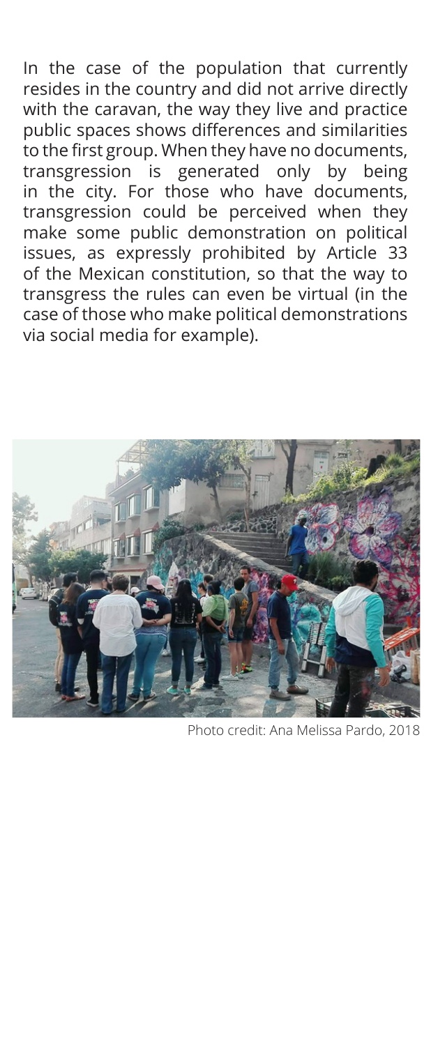In the case of the population that currently resides in the country and did not arrive directly with the caravan, the way they live and practice public spaces shows differences and similarities to the first group. When they have no documents, transgression is generated only by being in the city. For those who have documents, transgression could be perceived when they make some public demonstration on political issues, as expressly prohibited by Article 33 of the Mexican constitution, so that the way to transgress the rules can even be virtual (in the case of those who make political demonstrations via social media for example).

Photo credit: Ana Melissa Pardo, 2018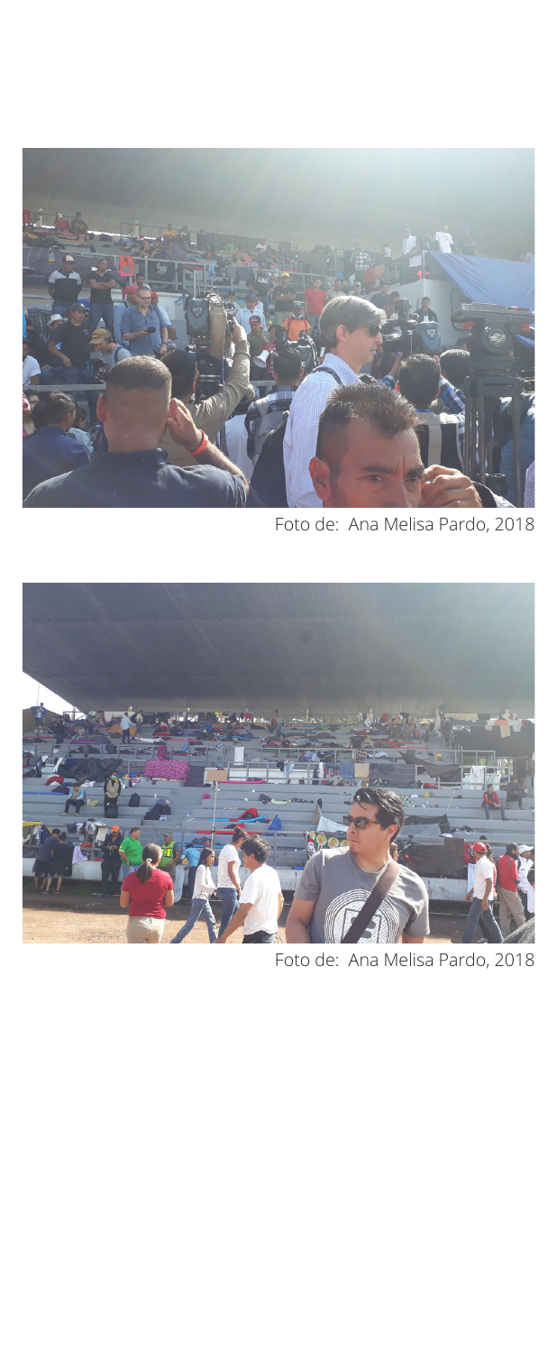Foto de:  Ana Melisa Pardo, 2018

Foto de:  Ana Melisa Pardo, 2018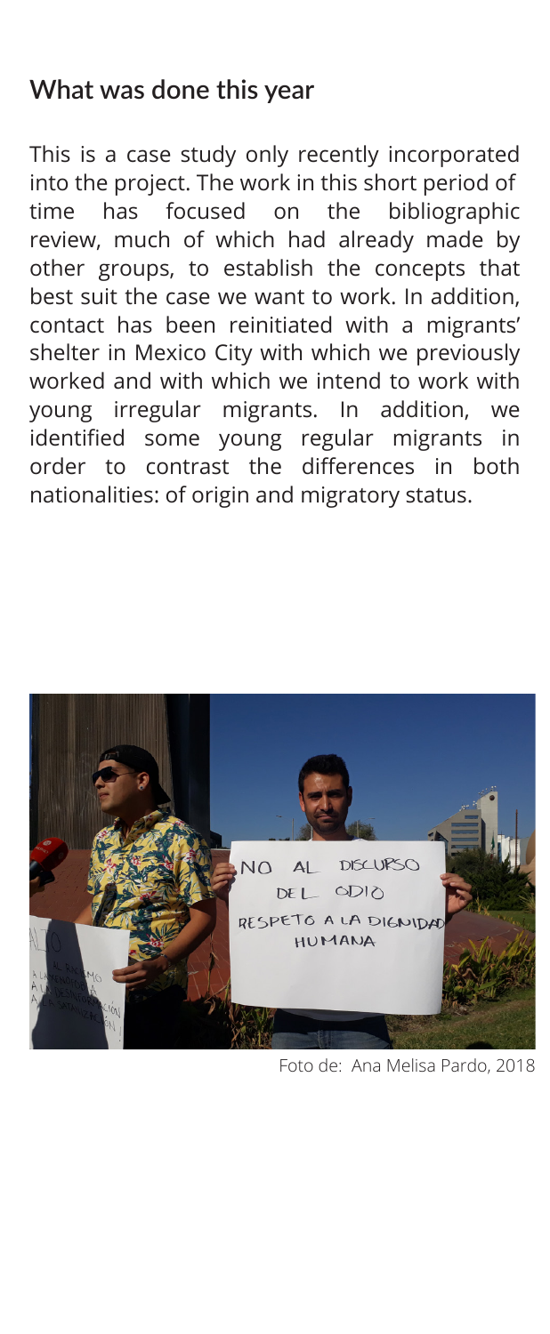## What was done this year

This is a case study only recently incorporated into the project. The work in this short period of time has focused on the bibliographic review, much of which had already made by other groups, to establish the concepts that best suit the case we want to work. In addition, contact has been reinitiated with a migrants' shelter in Mexico City with which we previously worked and with which we intend to work with young irregular migrants. In addition, we identified some young regular migrants in order to contrast the differences in both nationalities: of origin and migratory status.

Foto de: Ana Melisa Pardo, 2018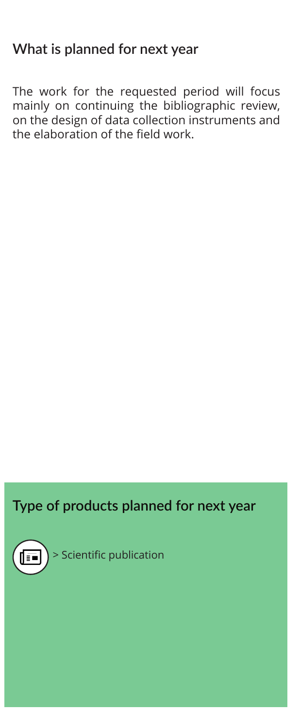## What is planned for next year

The work for the requested period will focus mainly on continuing the bibliographic review, on the design of data collection instruments and the elaboration of the field work.

## Type of products planned for next year

> Scientific publication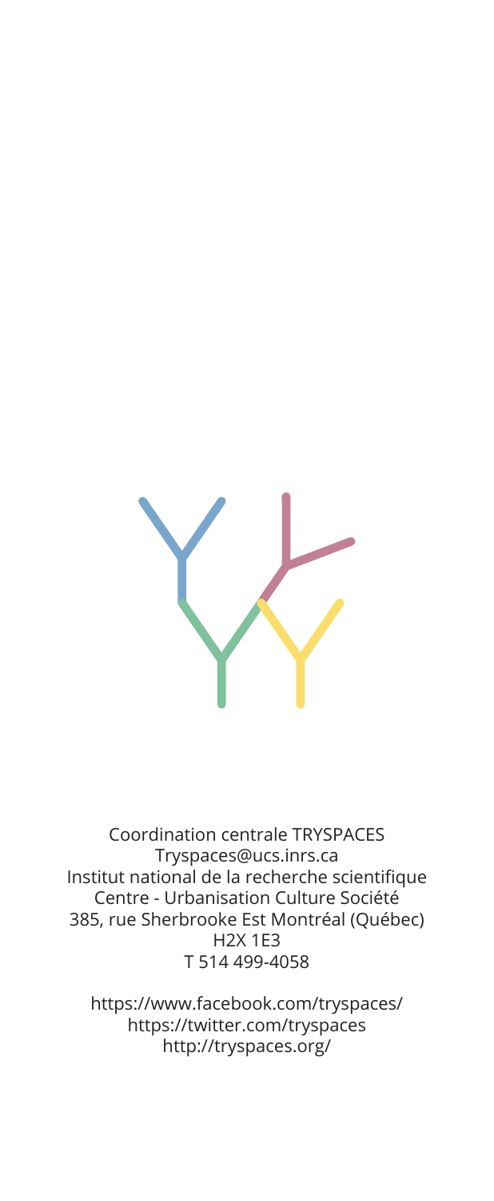Coordination centrale TRYSPACES
Tryspaces@ucs.inrs.ca
Institut national de la recherche scientifique
Centre - Urbanisation Culture Société
385, rue Sherbrooke Est Montréal (Québec)
H2X 1E3
T 514 499-4058

https://www.facebook.com/tryspaces/
https://twitter.com/tryspaces
http://tryspaces.org/